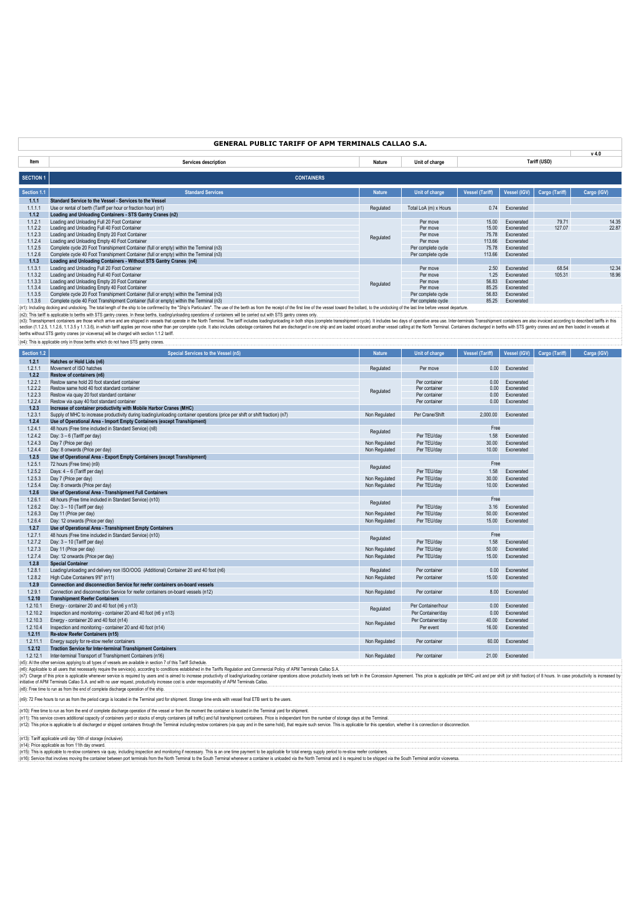# GENERAL PUBLIC TARIFF OF APM TERMINALS CALLAO S.A.

v 4.0

| Item | Services description | Nature | Unit of charge | Tariff (USD) | | | |
|---|---|---|---|---|---|---|---|
| **SECTION 1** | **CONTAINERS** | | | | | | |
| **Section 1.1** | **Standard Services** | **Nature** | **Unit of charge** | **Vessel (Tariff)** | **Vessel (IGV)** | **Cargo (Tariff)** | **Cargo (IGV)** |
| **1.1.1** | **Standard Service to the Vessel - Services to the Vessel** | | | | | | |
| 1.1.1.1 | Use or rental of berth (Tariff per hour or fraction hour) (n1) | Regulated | Total LoA (m) x Hours | 0.74 | Exonerated | | |
| **1.1.2** | **Loading and Unloading Containers - STS Gantry Cranes (n2)** | | | | | | |
| 1.1.2.1 | Loading and Unloading Full 20 Foot Container | Regulated | Per move | 15.00 | Exonerated | 79.71 | 14.35 |
| 1.1.2.2 | Loading and Unloading Full 40 Foot Container | Regulated | Per move | 15.00 | Exonerated | 127.07 | 22.87 |
| 1.1.2.3 | Loading and Unloading Empty 20 Foot Container | Regulated | Per move | 75.78 | Exonerated | | |
| 1.1.2.4 | Loading and Unloading Empty 40 Foot Container | Regulated | Per move | 113.66 | Exonerated | | |
| 1.1.2.5 | Complete cycle 20 Foot Transhipment Container (full or empty) within the Terminal (n3) | Regulated | Per complete cycle | 75.78 | Exonerated | | |
| 1.1.2.6 | Complete cycle 40 Foot Transhipment Container (full or empty) within the Terminal (n3) | Regulated | Per complete cycle | 113.66 | Exonerated | | |
| **1.1.3** | **Loading and Unloading Containers - Without STS Gantry Cranes (n4)** | | | | | | |
| 1.1.3.1 | Loading and Unloading Full 20 Foot Container | Regulated | Per move | 2.50 | Exonerated | 68.54 | 12.34 |
| 1.1.3.2 | Loading and Unloading Full 40 Foot Container | Regulated | Per move | 1.25 | Exonerated | 105.31 | 18.96 |
| 1.1.3.3 | Loading and Unloading Empty 20 Foot Container | Regulated | Per move | 56.83 | Exonerated | | |
| 1.1.3.4 | Loading and Unloading Empty 40 Foot Container | Regulated | Per move | 85.25 | Exonerated | | |
| 1.1.3.5 | Complete cycle 20 Foot Transhipment Container (full or empty) within the Terminal (n3) | Regulated | Per complete cycle | 56.83 | Exonerated | | |
| 1.1.3.6 | Complete cycle 40 Foot Transhipment Container (full or empty) within the Terminal (n3) | Regulated | Per complete cycle | 85.25 | Exonerated | | |

(n1): Including docking and undocking. The total length of the ship to be confirmed by the "Ship's Particulars". The use of the berth as from the receipt of the first line of the vessel toward the bollard, to the undocking of the last line before vessel departure.

(n2): This tariff is applicable to berths with STS gantry cranes. In these berths, loading/unloading operations of containers will be carried out with STS gantry cranes only.

(n3): Transhipment containers are those which arrive and are shipped in vessels that operate in the North Terminal. The tariff includes loading/unloading in both ships (complete transhipment cycle). It includes two days of operative area use. Inter-terminals Transhipment containers are also invoiced according to described tariffs in this section (1.1.2.5, 1.1.2.6, 1.1.3.5 y 1.1.3.6), in which tariff applies per move rather than per complete cycle. It also includes cabotage containers that are discharged in one ship and are loaded onboard another vessel calling at the North Terminal. Containers discharged in berths with STS gantry cranes and are then loaded in vessels at berths without STS gantry cranes (or viceversa) will be charged with section 1.1.2 tariff.

(n4): This is applicable only in those berths which do not have STS gantry cranes.

| Section 1.2 | Special Services to the Vessel (n5) | Nature | Unit of charge | Vessel (Tariff) | Vessel (IGV) | Cargo (Tariff) | Carga (IGV) |
|---|---|---|---|---|---|---|---|
| **1.2.1** | **Hatches or Hold Lids (n6)** | | | | | | |
| 1.2.1.1 | Movement of ISO hatches | Regulated | Per move | 0.00 | Exonerated | | |
| **1.2.2** | **Restow of containers (n6)** | | | | | | |
| 1.2.2.1 | Restow same hold 20 foot standard container | Regulated | Per container | 0.00 | Exonerated | | |
| 1.2.2.2 | Restow same hold 40 foot standard container | Regulated | Per container | 0.00 | Exonerated | | |
| 1.2.2.3 | Restow via quay 20 foot standard container | Regulated | Per container | 0.00 | Exonerated | | |
| 1.2.2.4 | Restow via quay 40 foot standard container | Regulated | Per container | 0.00 | Exonerated | | |
| **1.2.3** | **Increase of container productivity with Mobile Harbor Cranes (MHC)** | | | | | | |
| 1.2.3.1 | Supply of MHC to increase productivity during loading/unloading container operations (price per shift or shift fraction) (n7) | Non Regulated | Per Crane/Shift | 2,000.00 | Exonerated | | |
| **1.2.4** | **Use of Operational Area - Import Empty Containers (except Transhipment)** | | | | | | |
| 1.2.4.1 | 48 hours (Free time included in Standard Service) (n8) | Regulated | | Free | | | |
| 1.2.4.2 | Day: 3 – 6 (Tariff per day) | Regulated | Per TEU/day | 1.58 | Exonerated | | |
| 1.2.4.3 | Day 7 (Price per day) | Non Regulated | Per TEU/day | 30.00 | Exonerated | | |
| 1.2.4.4 | Day: 8 onwards (Price per day) | Non Regulated | Per TEU/day | 10.00 | Exonerated | | |
| **1.2.5** | **Use of Operational Area - Export Empty Containers (except Transhipment)** | | | | | | |
| 1.2.5.1 | 72 hours (Free time) (n9) | Regulated | | Free | | | |
| 1.2.5.2 | Days: 4 – 6 (Tariff per day) | Regulated | Per TEU/day | 1.58 | Exonerated | | |
| 1.2.5.3 | Day 7 (Price per day) | Non Regulated | Per TEU/day | 30.00 | Exonerated | | |
| 1.2.5.4 | Day: 8 onwards (Price per day) | Non Regulated | Per TEU/day | 10.00 | Exonerated | | |
| **1.2.6** | **Use of Operational Area - Transhipment Full Containers** | | | | | | |
| 1.2.6.1 | 48 hours (Free time included in Standard Service) (n10) | Regulated | | Free | | | |
| 1.2.6.2 | Day: 3 – 10 (Tariff per day) | Regulated | Per TEU/day | 3.16 | Exonerated | | |
| 1.2.6.3 | Day 11 (Price per day) | Non Regulated | Per TEU/day | 50.00 | Exonerated | | |
| 1.2.6.4 | Day: 12 onwards (Price per day) | Non Regulated | Per TEU/day | 15.00 | Exonerated | | |
| **1.2.7** | **Use of Operational Area - Transhipment Empty Containers** | | | | | | |
| 1.2.7.1 | 48 hours (Free time included in Standard Service) (n10) | Regulated | | Free | | | |
| 1.2.7.2 | Day: 3 – 10 (Tariff per day) | Regulated | Per TEU/day | 1.58 | Exonerated | | |
| 1.2.7.3 | Day 11 (Price per day) | Non Regulated | Per TEU/day | 50.00 | Exonerated | | |
| 1.2.7.4 | Day: 12 onwards (Price per day) | Non Regulated | Per TEU/day | 15.00 | Exonerated | | |
| **1.2.8** | **Special Container** | | | | | | |
| 1.2.8.1 | Loading/unloading and delivery non ISO/OOG (Additional) Container 20 and 40 foot (n6) | Regulated | Per container | 0.00 | Exonerated | | |
| 1.2.8.2 | High Cube Containers 9'6" (n11) | Non Regulated | Per container | 15.00 | Exonerated | | |
| **1.2.9** | **Connection and disconnection Service for reefer containers on-board vessels** | | | | | | |
| 1.2.9.1 | Connection and disconnection Service for reefer containers on-board vessels (n12) | Non Regulated | Per container | 8.00 | Exonerated | | |
| **1.2.10** | **Transhipment Reefer Containers** | | | | | | |
| 1.2.10.1 | Energy - container 20 and 40 foot (n6 y n13) | Regulated | Per Container/hour | 0.00 | Exonerated | | |
| 1.2.10.2 | Inspection and monitoring - container 20 and 40 foot (n6 y n13) | Regulated | Per Container/day | 0.00 | Exonerated | | |
| 1.2.10.3 | Energy - container 20 and 40 foot (n14) | Non Regulated | Per Container/day | 40.00 | Exonerated | | |
| 1.2.10.4 | Inspection and monitoring - container 20 and 40 foot (n14) | Non Regulated | Per event | 16.00 | Exonerated | | |
| **1.2.11** | **Re-stow Reefer Containers (n15)** | | | | | | |
| 1.2.11.1 | Energy supply for re-stow reefer containers | Non Regulated | Per container | 60.00 | Exonerated | | |
| **1.2.12** | **Traction Service for Inter-terminal Transhipment Containers** | | | | | | |
| 1.2.12.1 | Inter-terminal Transport of Transhipment Containers (n16) | Non Regulated | Per container | 21.00 | Exonerated | | |

(n5): At the other services applying to all types of vessels are available in section 7 of this Tariff Schedule.

(n6): Applicable to all users that necessarily require the service(s), according to conditions established in the Tariffs Regulation and Commercial Policy of APM Terminals Callao S.A.

(n7): Charge of this price is applicable whenever service is required by users and is aimed to increase productivity of loading/unloading container operations above productivity levels set forth in the Concession Agreement. This price is applicable per MHC unit and per shift (or shift fraction) of 8 hours. In case productivity is increased by initiative of APM Terminals Callao S.A. and with no user request, productivity increase cost is under responsability of APM Terminals Callao.

(n8): Free time to run as from the end of complete discharge operation of the ship.

(n9): 72 Free hours to run as from the period cargo is located in the Terminal yard for shipment. Storage time ends with vessel final ETB sent to the users.

(n10): Free time to run as from the end of complete discharge operation of the vessel or from the moment the container is located in the Terminal yard for shipment.

(n11): This service covers additional capacity of containers yard or stacks of empty containers (all traffic) and full transhipment containers. Price is independant from the number of storage days at the Terminal.

(n12): This price is applicable to all discharged or shipped containers through the Terminal including restow containers (via quay and in the same hold), that require such service. This is applicable for this operation, whether it is connection or disconnection.

(n13): Tariff applicable until day 10th of storage (inclusive).

(n14): Price applicable as from 11th day onward.

(n15): This is applicable to re-stow containers via quay, including inspection and monitoring if necessary. This is an one time payment to be applicable for total energy supply period to re-stow reefer containers.

(n16): Service that involves moving the container between port terminals from the North Terminal to the South Terminal whenever a container is unloaded via the North Terminal and it is required to be shipped via the South Terminal and/or viceversa.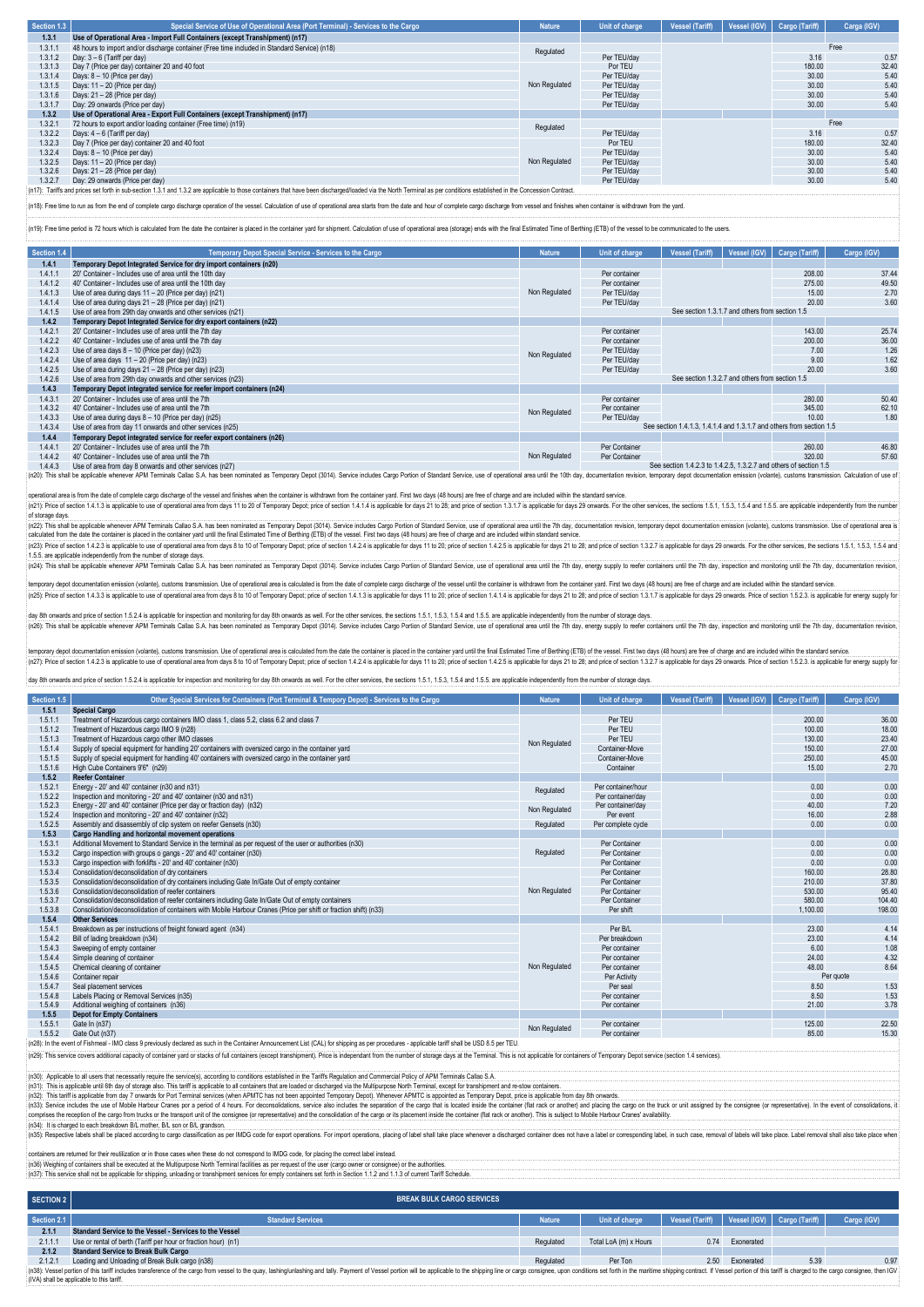| Section 1.3 | Special Service of Use of Operational Area (Port Terminal) - Services to the Cargo | Nature | Unit of charge | Vessel (Tariff) | Vessel (IGV) | Cargo (Tariff) | Carga (IGV) |
|---|---|---|---|---|---|---|---|
| **1.3.1** | **Use of Operational Area - Import Full Containers (except Transhipment) (n17)** | | | | | | |
| 1.3.1.1 | 48 hours to import and/or discharge container (Free time included in Standard Service) (n18) | Regulated | | | | Free | |
| 1.3.1.2 | Day: 3 – 6 (Tariff per day) | | Per TEU/day | | | 3.16 | 0.57 |
| 1.3.1.3 | Day 7 (Price per day) container 20 and 40 foot | Non Regulated | Por TEU | | | 180.00 | 32.40 |
| 1.3.1.4 | Days: 8 – 10 (Price per day) | | Per TEU/day | | | 30.00 | 5.40 |
| 1.3.1.5 | Days: 11 – 20 (Price per day) | | Per TEU/day | | | 30.00 | 5.40 |
| 1.3.1.6 | Days: 21 – 28 (Price per day) | | Per TEU/day | | | 30.00 | 5.40 |
| 1.3.1.7 | Day: 29 onwards (Price per day) | | Per TEU/day | | | 30.00 | 5.40 |
| **1.3.2** | **Use of Operational Area - Export Full Containers (except Transhipment) (n17)** | | | | | | |
| 1.3.2.1 | 72 hours to export and/or loading container (Free time) (n19) | Regulated | | | | Free | |
| 1.3.2.2 | Days: 4 – 6 (Tariff per day) | | Per TEU/day | | | 3.16 | 0.57 |
| 1.3.2.3 | Day 7 (Price per day) container 20 and 40 foot | Non Regulated | Por TEU | | | 180.00 | 32.40 |
| 1.3.2.4 | Days: 8 – 10 (Price per day) | | Per TEU/day | | | 30.00 | 5.40 |
| 1.3.2.5 | Days: 11 – 20 (Price per day) | | Per TEU/day | | | 30.00 | 5.40 |
| 1.3.2.6 | Days: 21 – 28 (Price per day) | | Per TEU/day | | | 30.00 | 5.40 |
| 1.3.2.7 | Day: 29 onwards (Price per day) | | Per TEU/day | | | 30.00 | 5.40 |

(n17): Tariffs and prices set forth in sub-section 1.3.1 and 1.3.2 are applicable to those containers that have been discharged/loaded via the North Terminal as per conditions established in the Concession Contract.

(n18): Free time to run as from the end of complete cargo discharge operation of the vessel. Calculation of use of operational area starts from the date and hour of complete cargo discharge from vessel and finishes when container is withdrawn from the yard.

(n19): Free time period is 72 hours which is calculated from the date the container is placed in the container yard for shipment. Calculation of use of operational area (storage) ends with the final Estimated Time of Berthing (ETB) of the vessel to be communicated to the users.

| Section 1.4 | Temporary Depot Special Service - Services to the Cargo | Nature | Unit of charge | Vessel (Tariff) | Vessel (IGV) | Cargo (Tariff) | Carga (IGV) |
|---|---|---|---|---|---|---|---|
| **1.4.1** | **Temporary Depot Integrated Service for dry import containers (n20)** | | | | | | |
| 1.4.1.1 | 20' Container - Includes use of area until the 10th day | Non Regulated | Per container | | | 208.00 | 37.44 |
| 1.4.1.2 | 40' Container - Includes use of area until the 10th day | | Per container | | | 275.00 | 49.50 |
| 1.4.1.3 | Use of area during days 11 – 20 (Price per day) (n21) | | Per TEU/day | | | 15.00 | 2.70 |
| 1.4.1.4 | Use of area during days 21 – 28 (Price per day) (n21) | | Per TEU/day | | | 20.00 | 3.60 |
| 1.4.1.5 | Use of area from 29th day onwards and other services (n21) | | | See section 1.3.1.7 and others from section 1.5 | | | |
| **1.4.2** | **Temporary Depot Integrated Service for dry export containers (n22)** | | | | | | |
| 1.4.2.1 | 20' Container - Includes use of area until the 7th day | Non Regulated | Per container | | | 143.00 | 25.74 |
| 1.4.2.2 | 40' Container - Includes use of area until the 7th day | | Per container | | | 200.00 | 36.00 |
| 1.4.2.3 | Use of area during days 8 – 10 (Price per day) (n23) | | Per TEU/day | | | 7.00 | 1.26 |
| 1.4.2.4 | Use of area days 11 – 20 (Price per day) (n23) | | Per TEU/day | | | 9.00 | 1.62 |
| 1.4.2.5 | Use of area during days 21 – 28 (Price per day) (n23) | | Per TEU/day | | | 20.00 | 3.60 |
| 1.4.2.6 | Use of area from 29th day onwards and other services (n23) | | | See section 1.3.2.7 and others from section 1.5 | | | |
| **1.4.3** | **Temporary Depot integrated service for reefer import containers (n24)** | | | | | | |
| 1.4.3.1 | 20' Container - Includes use of area until the 7th | Non Regulated | Per container | | | 280.00 | 50.40 |
| 1.4.3.2 | 40' Container - Includes use of area until the 7th | | Per container | | | 345.00 | 62.10 |
| 1.4.3.3 | Use of area during days 8 – 10 (Price per day) (n25) | | Per TEU/day | | | 10.00 | 1.80 |
| 1.4.3.4 | Use of area from day 11 onwards and other services (n25) | | | See section 1.4.1.3, 1.4.1.4 and 1.3.1.7 and others from section 1.5 | | | |
| **1.4.4** | **Temporary Depot integrated service for reefer export containers (n26)** | | | | | | |
| 1.4.4.1 | 20' Container - Includes use of area until the 7th | Non Regulated | Per Container | | | 260.00 | 46.80 |
| 1.4.4.2 | 40' Container - Includes use of area until the 7th | | Per Container | | | 320.00 | 57.60 |
| 1.4.4.3 | Use of area from day 8 onwards and other services (n27) | | | See section 1.4.2.3 to 1.4.2.5, 1.3.2.7 and others of section 1.5 | | | |

(n20): This shall be applicable whenever APM Terminals Callao S.A. has been nominated as Temporary Depot (3014). Service includes Cargo Portion of Standard Service, use of operational area until the 10th day, documentation revision, temporary depot documentation emission (volante), customs transmission. Calculation of use of operational area is from the date of complete cargo discharge of the vessel and finishes when the container is withdrawn from the container yard. First two days (48 hours) are free of charge and are included within the standard service.

(n21): Price of section 1.4.1.3 is applicable to use of operational area from days 11 to 20 of Temporary Depot; price of section 1.4.1.4 is applicable for days 21 to 28; and price of section 1.3.1.7 is applicable for days 29 onwards. For the other services, the sections 1.5.1, 1.5.3, 1.5.4 and 1.5.5. are applicable independently from the number of storage days.

(n22): This shall be applicable whenever APM Terminals Callao S.A. has been nominated as Temporary Depot (3014). Service includes Cargo Portion of Standard Service, use of operational area until the 7th day, documentation revision, temporary depot documentation emission (volante), customs transmission. Use of operational area is calculated from the date the container is placed in the container yard until the final Estimated Time of Berthing (ETB) of the vessel. First two days (48 hours) are free of charge and are included within standard service.

(n23): Price of section 1.4.2.3 is applicable to use of operational area from days 8 to 10 of Temporary Depot; price of section 1.4.2.4 is applicable for days 11 to 20; price of section 1.4.2.5 is applicable for days 21 to 28; and price of section 1.3.2.7 is applicable for days 29 onwards. For the other services, the sections 1.5.1, 1.5.3, 1.5.4 and 1.5.5. are applicable independently from the number of storage days.

(n24): This shall be applicable whenever APM Terminals Callao S.A. has been nominated as Temporary Depot (3014). Service includes Cargo Portion of Standard Service, use of operational area until the 7th day, energy supply to reefer containers until the 7th day, inspection and monitoring until the 7th day, documentation revision, temporary depot documentation emission (volante), customs transmission. Use of operational area is calculated is from the date of complete cargo discharge of the vessel until the container is withdrawn from the container yard. First two days (48 hours) are free of charge and are included within the standard service.

(n25): Price of section 1.4.3.3 is applicable to use of operational area from days 8 to 10 of Temporary Depot; price of section 1.4.1.3 is applicable for days 11 to 20; price of section 1.4.1.4 is applicable for days 21 to 28; and price of section 1.3.1.7 is applicable for days 29 onwards. Price of section 1.5.2.3. is applicable for energy supply for day 8th onwards and price of section 1.5.2.4 is applicable for inspection and monitoring for day 8th onwards as well. For the other services, the sections 1.5.1, 1.5.3, 1.5.4 and 1.5.5. are applicable independently from the number of storage days.

(n26): This shall be applicable whenever APM Terminals Callao S.A. has been nominated as Temporary Depot (3014). Service includes Cargo Portion of Standard Service, use of operational area until the 7th day, energy supply to reefer containers until the 7th day, inspection and monitoring until the 7th day, documentation revision, temporary depot documentation emission (volante), customs transmission. Use of operational area is calculated from the date the container is placed in the container yard until the final Estimated Time of Berthing (ETB) of the vessel. First two days (48 hours) are free of charge and are included within the standard service.

(n27): Price of section 1.4.2.3 is applicable to use of operational area from days 8 to 10 of Temporary Depot; price of section 1.4.2.4 is applicable for days 11 to 20; price of section 1.4.2.5 is applicable for days 21 to 28; and price of section 1.3.2.7 is applicable for days 29 onwards. Price of section 1.5.2.3. is applicable for energy supply for day 8th onwards and price of section 1.5.2.4 is applicable for inspection and monitoring for day 8th onwards as well. For the other services, the sections 1.5.1, 1.5.3, 1.5.4 and 1.5.5. are applicable independently from the number of storage days.

| Section 1.5 | Other Special Services for Containers (Port Terminal & Tempory Depot) - Services to the Cargo | Nature | Unit of charge | Vessel (Tariff) | Vessel (IGV) | Cargo (Tariff) | Cargo (IGV) |
|---|---|---|---|---|---|---|---|
| **1.5.1** | **Special Cargo** | | | | | | |
| 1.5.1.1 | Treatment of Hazardous cargo containers IMO class 1, class 5.2, class 6.2 and class 7 | Non Regulated | Per TEU | | | 200.00 | 36.00 |
| 1.5.1.2 | Treatment of Hazardous cargo IMO 9 (n28) | | Per TEU | | | 100.00 | 18.00 |
| 1.5.1.3 | Treatment of Hazardous cargo other IMO classes | | Per TEU | | | 130.00 | 23.40 |
| 1.5.1.4 | Supply of special equipment for handling 20' containers with oversized cargo in the container yard | | Container-Move | | | 150.00 | 27.00 |
| 1.5.1.5 | Supply of special equipment for handling 40' containers with oversized cargo in the container yard | | Container-Move | | | 250.00 | 45.00 |
| 1.5.1.6 | High Cube Containers 9'6" (n29) | | Container | | | 15.00 | 2.70 |
| **1.5.2** | **Reefer Container** | | | | | | |
| 1.5.2.1 | Energy - 20' and 40' container (n30 and n31) | Regulated | Per container/hour | | | 0.00 | 0.00 |
| 1.5.2.2 | Inspection and monitoring - 20' and 40' container (n30 and n31) | | Per container/day | | | 0.00 | 0.00 |
| 1.5.2.3 | Energy - 20' and 40' container (Price per day or fraction day) (n32) | Non Regulated | Per container/day | | | 40.00 | 7.20 |
| 1.5.2.4 | Inspection and monitoring - 20' and 40' container (n32) | | Per event | | | 16.00 | 2.88 |
| 1.5.2.5 | Assembly and disassembly of clip system on reefer Gensets (n30) | Regulated | Per complete cycle | | | 0.00 | 0.00 |
| **1.5.3** | **Cargo Handling and horizontal movement operations** | | | | | | |
| 1.5.3.1 | Additional Movement to Standard Service in the terminal as per request of the user or authorities (n30) | Regulated | Per Container | | | 0.00 | 0.00 |
| 1.5.3.2 | Cargo inspection with groups o gangs - 20' and 40' container (n30) | | Per Container | | | 0.00 | 0.00 |
| 1.5.3.3 | Cargo inspection with forklifts - 20' and 40' container (n30) | | Per Container | | | 0.00 | 0.00 |
| 1.5.3.4 | Consolidation/deconsolidation of dry containers | Non Regulated | Per Container | | | 160.00 | 28.80 |
| 1.5.3.5 | Consolidation/deconsolidation of dry containers including Gate In/Gate Out of empty container | | Per Container | | | 210.00 | 37.80 |
| 1.5.3.6 | Consolidation/deconsolidation of reefer containers | | Per Container | | | 530.00 | 95.40 |
| 1.5.3.7 | Consolidation/deconsolidation of reefer containers including Gate In/Gate Out of empty containers | | Per Container | | | 580.00 | 104.40 |
| 1.5.3.8 | Consolidation/deconsolidation of containers with Mobile Harbour Cranes (Price per shift or fraction shift) (n33) | | Per shift | | | 1,100.00 | 198.00 |
| **1.5.4** | **Other Services** | | | | | | |
| 1.5.4.1 | Breakdown as per instructions of freight forward agent (n34) | Non Regulated | Per B/L | | | 23.00 | 4.14 |
| 1.5.4.2 | Bill of lading breakdown (n34) | | Per breakdown | | | 23.00 | 4.14 |
| 1.5.4.3 | Sweeping of empty container | | Per container | | | 6.00 | 1.08 |
| 1.5.4.4 | Simple cleaning of container | | Per container | | | 24.00 | 4.32 |
| 1.5.4.5 | Chemical cleaning of container | | Per container | | | 48.00 | 8.64 |
| 1.5.4.6 | Container repair | | Per Activity | | | Per quote | |
| 1.5.4.7 | Seal placement services | | Per seal | | | 8.50 | 1.53 |
| 1.5.4.8 | Labels Placing or Removal Services (n35) | | Per container | | | 8.50 | 1.53 |
| 1.5.4.9 | Additional weighing of containers (n36) | | Per container | | | 21.00 | 3.78 |
| **1.5.5** | **Depot for Empty Containers** | | | | | | |
| 1.5.5.1 | Gate In (n37) | Non Regulated | Per container | | | 125.00 | 22.50 |
| 1.5.5.2 | Gate Out (n37) | | Per container | | | 85.00 | 15.30 |

(n28): In the event of Fishmeal - IMO class 9 previously declared as such in the Container Announcement List (CAL) for shipping as per procedures - applicable tariff shall be USD 8.5 per TEU.

(n29): This service covers additional capacity of container yard or stacks of full containers (except transhipment). Price is independant from the number of storage days at the Terminal. This is not applicable for containers of Temporary Depot service (section 1.4 services).

(n30): Applicable to all users that necessarily require the service(s), according to conditions established in the Tariffs Regulation and Commercial Policy of APM Terminals Callao S.A.

(n31): This is applicable until 6th day of storage also. This tariff is applicable to all containers that are loaded or discharged via the Multipurpose North Terminal, except for transhipment and re-stow containers.

(n32): This tariff is applicable from day 7 onwards for Port Terminal services (when APMTC has not been appointed Temporary Depot). Whenever APMTC is appointed as Temporary Depot, price is applicable from day 8th onwards.

(n33): Service includes the use of Mobile Harbour Cranes por a period of 4 hours. For deconsolidations, service also includes the separation of the cargo that is located inside the container (flat rack or another) and placing the cargo on the truck or unit assigned by the consignee (or representative). In the event of consolidations, it comprises the reception of the cargo from trucks or the transport unit of the consignee (or representative) and the consolidation of the cargo or its placement inside the container (flat rack or another). This is subject to Mobile Harbour Cranes' availability.

(n34): It is charged to each breakdown B/L mother, B/L son or B/L grandson.

(n35): Respective labels shall be placed according to cargo classification as per IMDG code for export operations. For import operations, placing of label shall take place whenever a discharged container does not have a label or corresponding label, in such case, removal of labels will take place. Label removal shall also take place when containers are returned for their reutilization or in those cases when these do not correspond to IMDG code, for placing the correct label instead.

(n36) Weighing of containers shall be executed at the Multipurpose North Terminal facilities as per request of the user (cargo owner or consignee) or the authorities.

(n37): This service shall not be applicable for shipping, unloading or transhipment services for empty containers set forth in Section 1.1.2 and 1.1.3 of current Tariff Schedule.

## SECTION 2 — BREAK BULK CARGO SERVICES

| Section 2.1 | Standard Services | Nature | Unit of charge | Vessel (Tariff) | Vessel (IGV) | Cargo (Tariff) | Cargo (IGV) |
|---|---|---|---|---|---|---|---|
| **2.1.1** | **Standard Service to the Vessel - Services to the Vessel** | | | | | | |
| 2.1.1.1 | Use or rental of berth (Tariff per hour or fraction hour) (n1) | Regulated | Total LoA (m) x Hours | 0.74 | Exonerated | | |
| **2.1.2** | **Standard Service to Break Bulk Cargo** | | | | | | |
| 2.1.2.1 | Loading and Unloading of Break Bulk cargo (n38) | Regulated | Per Ton | 2.50 | Exonerated | 5.39 | 0.97 |

(n38): Vessel portion of this tariff includes transference of the cargo from vessel to the quay, lashing/unlashing and tally. Payment of Vessel portion will be applicable to the shipping line or cargo consignee, upon conditions set forth in the maritime shipping contract. If Vessel portion of this tariff is charged to the cargo consignee, then IGV (IVA) shall be applicable to this tariff.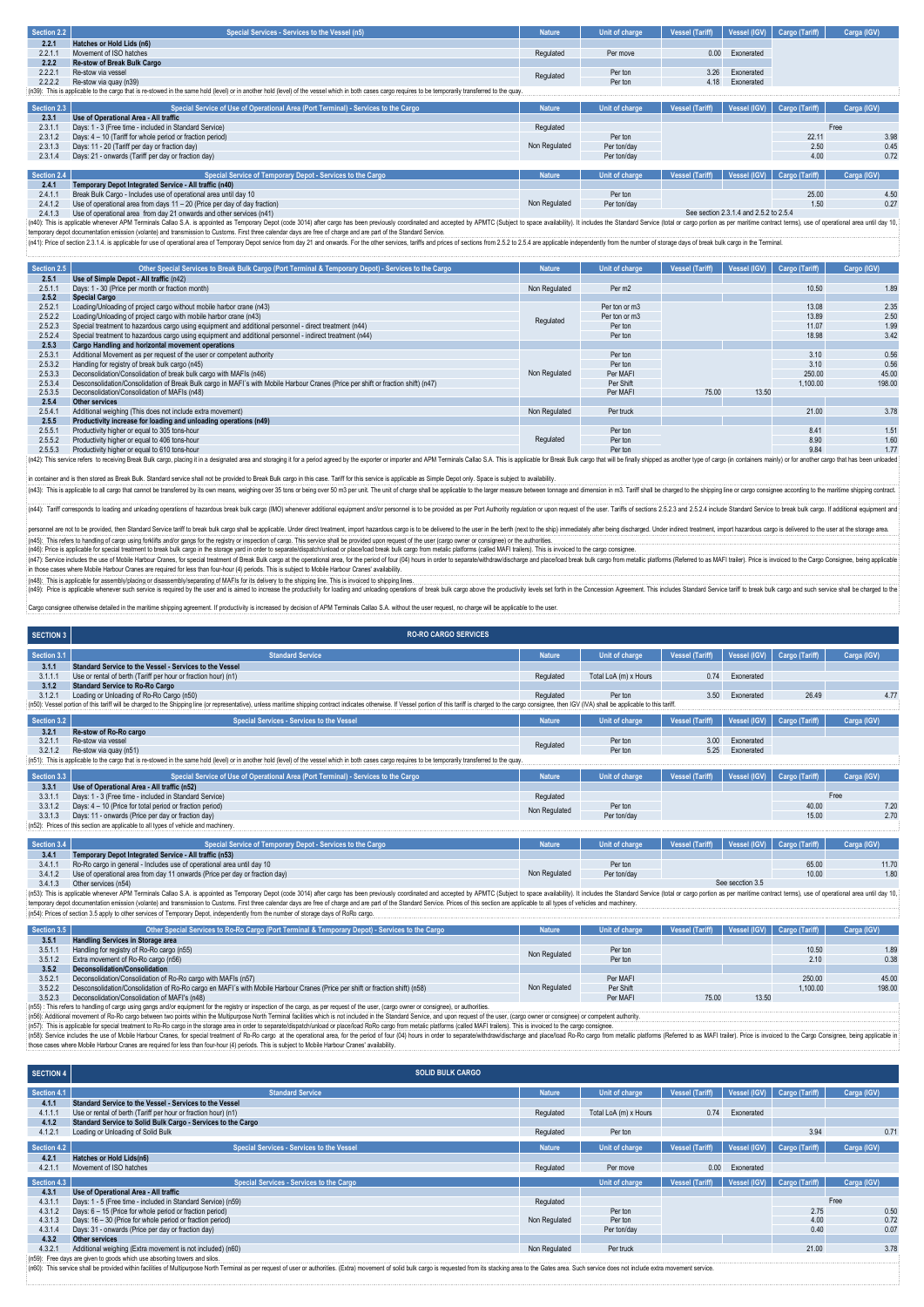| Section 2.2 | Special Services - Services to the Vessel (n5) | Nature | Unit of charge | Vessel (Tariff) | Vessel (IGV) | Cargo (Tariff) | Cargo (IGV) |
|---|---|---|---|---|---|---|---|
| 2.2.1 | Hatches or Hold Lids (n6) | | | | | | |
| 2.2.1.1 | Movement of ISO hatches | Regulated | Per move | 0.00 | Exonerated | | |
| 2.2.2 | Re-stow of Break Bulk Cargo | | | | | | |
| 2.2.2.1 | Re-stow via vessel | Regulated | Per ton | 3.26 | Exonerated | | |
| 2.2.2.2 | Re-stow via quay (n39) | | Per ton | 4.18 | Exonerated | | |

(n39): This is applicable to the cargo that is re-stowed in the same hold (level) or in another hold (level) of the vessel which in both cases cargo requires to be temporarily transferred to the quay.

| Section 2.3 | Special Service of Use of Operational Area (Port Terminal) - Services to the Cargo | Nature | Unit of charge | Vessel (Tariff) | Vessel (IGV) | Cargo (Tariff) | Cargo (IGV) |
|---|---|---|---|---|---|---|---|
| 2.3.1 | Use of Operational Area - All traffic | | | | | | |
| 2.3.1.1 | Days: 1 - 3 (Free time - included in Standard Service) | Regulated | | | | Free | |
| 2.3.1.2 | Days: 4 – 10 (Tariff for whole period or fraction period) | Non Regulated | Per ton | | | 22.11 | 3.98 |
| 2.3.1.3 | Days: 11 - 20 (Tariff per day or fraction day) | | Per ton/day | | | 2.50 | 0.45 |
| 2.3.1.4 | Days: 21 - onwards (Tariff per day or fraction day) | | Per ton/day | | | 4.00 | 0.72 |

| Section 2.4 | Special Service of Temporary Depot - Services to the Cargo | Nature | Unit of charge | Vessel (Tariff) | Vessel (IGV) | Cargo (Tariff) | Cargo (IGV) |
|---|---|---|---|---|---|---|---|
| 2.4.1 | Temporary Depot Integrated Service - All traffic (n40) | | | | | | |
| 2.4.1.1 | Break Bulk Cargo - Includes use of operational area until day 10 | Non Regulated | Per ton | | | 25.00 | 4.50 |
| 2.4.1.2 | Use of operational area from days 11 – 20 (Price per day of day fraction) | | Per ton/day | | | 1.50 | 0.27 |
| 2.4.1.3 | Use of operational area from day 21 onwards and other services (n41) | | See section 2.3.1.4 and 2.5.2 to 2.5.4 | | | | |

(n40): This is applicable whenever APM Terminals Callao S.A. is appointed as Temporary Depot (code 3014) after cargo has been previously coordinated and accepted by APMTC (Subject to space availability). It includes the Standard Service (total or cargo portion as per maritime contract terms), use of operational area until day 10, temporary depot documentation emission (volante) and transmission to Customs. First three calendar days are free of charge and are part of the Standard Service.

(n41): Price of section 2.3.1.4. is applicable for use of operational area of Temporary Depot service from day 21 and onwards. For the other services, tariffs and prices of sections from 2.5.2 to 2.5.4 are applicable independently from the number of storage days of break bulk cargo in the Terminal.

| Section 2.5 | Other Special Services to Break Bulk Cargo (Port Terminal & Temporary Depot) - Services to the Cargo | Nature | Unit of charge | Vessel (Tariff) | Vessel (IGV) | Cargo (Tariff) | Cargo (IGV) |
|---|---|---|---|---|---|---|---|
| 2.5.1 | Use of Simple Depot - All traffic (n42) | | | | | | |
| 2.5.1.1 | Days: 1 - 30 (Price per month or fraction month) | Non Regulated | Per m2 | | | 10.50 | 1.89 |
| 2.5.2 | Special Cargo | | | | | | |
| 2.5.2.1 | Loading/Unloading of project cargo without mobile harbor crane (n43) | Regulated | Per ton or m3 | | | 13.08 | 2.35 |
| 2.5.2.2 | Loading/Unloading of project cargo with mobile harbor crane (n43) | | Per ton or m3 | | | 13.89 | 2.50 |
| 2.5.2.3 | Special treatment to hazardous cargo using equipment and additional personnel - direct treatment (n44) | | Per ton | | | 11.07 | 1.99 |
| 2.5.2.4 | Special treatment to hazardous cargo using equipment and additional personnel - indirect treatment (n44) | | Per ton | | | 18.98 | 3.42 |
| 2.5.3 | Cargo Handling and horizontal movement operations | | | | | | |
| 2.5.3.1 | Additional Movement as per request of the user or competent authority | Non Regulated | Per ton | | | 3.10 | 0.56 |
| 2.5.3.2 | Handling for registry of break bulk cargo (n45) | | Per ton | | | 3.10 | 0.56 |
| 2.5.3.3 | Deconsolidation/Consolidation of break bulk cargo with MAFIs (n46) | | Per MAFI | | | 250.00 | 45.00 |
| 2.5.3.4 | Desconsolidation/Consolidation of Break Bulk cargo in MAFI´s with Mobile Harbour Cranes (Price per shift or fraction shift) (n47) | | Per Shift | | | 1,100.00 | 198.00 |
| 2.5.3.5 | Deconsolidation/Consolidation of MAFIs (n48) | | Per MAFI | 75.00 | 13.50 | | |
| 2.5.4 | Other services | | | | | | |
| 2.5.4.1 | Additional weighing (This does not include extra movement) | Non Regulated | Per truck | | | 21.00 | 3.78 |
| 2.5.5 | Productivity increase for loading and unloading operations (n49) | | | | | | |
| 2.5.5.1 | Productivity higher or equal to 305 tons-hour | Regulated | Per ton | | | 8.41 | 1.51 |
| 2.5.5.2 | Productivity higher or equal to 406 tons-hour | | Per ton | | | 8.90 | 1.60 |
| 2.5.5.3 | Productivity higher or equal to 610 tons-hour | | Per ton | | | 9.84 | 1.77 |

(n42): This service refers to receiving Break Bulk cargo, placing it in a designated area and storaging it for a period agreed by the exporter or importer and APM Terminals Callao S.A. This is applicable for Break Bulk cargo that will be finally shipped as another type of cargo (in containers mainly) or for another cargo that has been unloaded in container and is then stored as Break Bulk. Standard service shall not be provided to Break Bulk cargo in this case. Tariff for this service is applicable as Simple Depot only. Space is subject to availability.

(n43): This is applicable to all cargo that cannot be transferred by its own means, weighing over 35 tons or being over 50 m3 per unit. The unit of charge shall be applicable to the larger measure between tonnage and dimension in m3. Tariff shall be charged to the shipping line or cargo consignee according to the maritime shipping contract.

(n44): Tariff corresponds to loading and unloading operations of hazardous break bulk cargo (IMO) whenever additional equipment and/or personnel is to be provided as per Port Authority regulation or upon request of the user. Tariffs of sections 2.5.2.3 and 2.5.2.4 include Standard Service to break bulk cargo. If additional equipment and personnel are not to be provided, then Standard Service tariff to break bulk cargo shall be applicable. Under direct treatment, import hazardous cargo is to be delivered to the user in the berth (next to the ship) immediately after being discharged. Under indirect treatment, import hazardous cargo is delivered to the user at the storage area.

(n45): This refers to handling of cargo using forklifts and/or gangs for the registry or inspection of cargo. This service shall be provided upon request of the user (cargo owner or consignee) or the authorities.

(n46): Price is applicable for special treatment to break bulk cargo in the storage yard in order to separate/dispatch/unload or place/load break bulk cargo from metallic platforms (called MAFI trailers). This is invoiced to the cargo consignee.

(n47): Service includes the use of Mobile Harbour Cranes, for special treatment of Break Bulk cargo at the operational area, for the period of four (04) hours in order to separate/withdraw/discharge and place/load break bulk cargo from metallic platforms (Referred to as MAFI trailer). Price is invoiced to the Cargo Consignee, being applicable in those cases where Mobile Harbour Cranes are required for less than four-hour (4) periods. This is subject to Mobile Harbour Cranes' availability.

(n48): This is applicable for assembly/placing or disassembly/separating of MAFIs for its delivery to the shipping lines. This is invoiced to shipping lines.

(n49): Price is applicable whenever such service is required by the user and is aimed to increase the productivity for loading and unloading operations of break bulk cargo above the productivity levels set forth in the Concession Agreement. This includes Standard Service tariff to break bulk cargo and such service shall be charged to the Cargo consignee otherwise detailed in the maritime shipping agreement. If productivity is increased by decision of APM Terminals Callao S.A. without the user request, no charge will be applicable to the user.

## SECTION 3 — RO-RO CARGO SERVICES

| Section 3.1 | Standard Service | Nature | Unit of charge | Vessel (Tariff) | Vessel (IGV) | Cargo (Tariff) | Cargo (IGV) |
|---|---|---|---|---|---|---|---|
| 3.1.1 | Standard Service to the Vessel - Services to the Vessel | | | | | | |
| 3.1.1.1 | Use or rental of berth (Tariff per hour or fraction hour) (n1) | Regulated | Total LoA (m) x Hours | 0.74 | Exonerated | | |
| 3.1.2 | Standard Service to Ro-Ro Cargo | | | | | | |
| 3.1.2.1 | Loading or Unloading of Ro-Ro Cargo (n50) | Regulated | Per ton | 3.50 | Exonerated | 26.49 | 4.77 |

(n50): Vessel portion of this tariff will be charged to the Shipping line (or representative), unless maritime shipping contract indicates otherwise. If Vessel portion of this tariff is charged to the cargo consignee, then IGV (IVA) shall be applicable to this tariff.

| Section 3.2 | Special Services - Services to the Vessel | Nature | Unit of charge | Vessel (Tariff) | Vessel (IGV) | Cargo (Tariff) | Cargo (IGV) |
|---|---|---|---|---|---|---|---|
| 3.2.1 | Re-stow of Ro-Ro cargo | | | | | | |
| 3.2.1.1 | Re-stow via vessel | Regulated | Per ton | 3.00 | Exonerated | | |
| 3.2.1.2 | Re-stow via quay (n51) | | Per ton | 5.25 | Exonerated | | |

(n51): This is applicable to the cargo that is re-stowed in the same hold (level) or in another hold (level) of the vessel which in both cases cargo requires to be temporarily transferred to the quay.

| Section 3.3 | Special Service of Use of Operational Area (Port Terminal) - Services to the Cargo | Nature | Unit of charge | Vessel (Tariff) | Vessel (IGV) | Cargo (Tariff) | Cargo (IGV) |
|---|---|---|---|---|---|---|---|
| 3.3.1 | Use of Operational Area - All traffic (n52) | | | | | | |
| 3.3.1.1 | Days: 1 - 3 (Free time - included in Standard Service) | Regulated | | | | Free | |
| 3.3.1.2 | Days: 4 – 10 (Price for total period or fraction period) | Non Regulated | Per ton | | | 40.00 | 7.20 |
| 3.3.1.3 | Days: 11 - onwards (Price per day or fraction day) | | Per ton/day | | | 15.00 | 2.70 |

(n52): Prices of this section are applicable to all types of vehicle and machinery.

| Section 3.4 | Special Service of Temporary Depot - Services to the Cargo | Nature | Unit of charge | Vessel (Tariff) | Vessel (IGV) | Cargo (Tariff) | Cargo (IGV) |
|---|---|---|---|---|---|---|---|
| 3.4.1 | Temporary Depot Integrated Service - All traffic (n53) | | | | | | |
| 3.4.1.1 | Ro-Ro cargo in general - Includes use of operational area until day 10 | Non Regulated | Per ton | | | 65.00 | 11.70 |
| 3.4.1.2 | Use of operational area from day 11 onwards (Price per day or fraction day) | | Per ton/day | | | 10.00 | 1.80 |
| 3.4.1.3 | Other services (n54) | | See secction 3.5 | | | | |

(n53): This is applicable whenever APM Terminals Callao S.A. is appointed as Temporary Depot (code 3014) after cargo has been previously coordinated and accepted by APMTC (Subject to space availability). It includes the Standard Service (total or cargo portion as per maritime contract terms), use of operational area until day 10, temporary depot documentation emission (volante) and transmission to Customs. First three calendar days are free of charge and are part of the Standard Service. Prices of this section are applicable to all types of vehicles and machinery.

(n54): Prices of section 3.5 apply to other services of Temporary Depot, independently from the number of storage days of RoRo cargo.

| Section 3.5 | Other Special Services to Ro-Ro Cargo (Port Terminal & Temporary Depot) - Services to the Cargo | Nature | Unit of charge | Vessel (Tariff) | Vessel (IGV) | Cargo (Tariff) | Cargo (IGV) |
|---|---|---|---|---|---|---|---|
| 3.5.1 | Handling Services in Storage area | | | | | | |
| 3.5.1.1 | Handling for registry of Ro-Ro cargo (n55) | Non Regulated | Per ton | | | 10.50 | 1.89 |
| 3.5.1.2 | Extra movement of Ro-Ro cargo (n56) | | Per ton | | | 2.10 | 0.38 |
| 3.5.2 | Deconsolidation/Consolidation | | | | | | |
| 3.5.2.1 | Deconsolidation/Consolidation of Ro-Ro cargo with MAFIs (n57) | Non Regulated | Per MAFI | | | 250.00 | 45.00 |
| 3.5.2.2 | Desconsolidation/Consolidation of Ro-Ro cargo en MAFI´s with Mobile Harbour Cranes (Price per shift or fraction shift) (n58) | | Per Shift | | | 1,100.00 | 198.00 |
| 3.5.2.3 | Deconsolidation/Consolidation of MAFI's (n48) | | Per MAFI | 75.00 | 13.50 | | |

(n55) : This refers to handling of cargo using gangs and/or equipment for the registry or inspection of the cargo, as per request of the user, (cargo owner or consignee), or authorities.

(n56): Additional movement of Ro-Ro cargo between two points within the Multipurpose North Terminal facilities which is not included in the Standard Service, and upon request of the user, (cargo owner or consignee) or competent authority.

(n57): This is applicable for special treatment to Ro-Ro cargo in the storage area in order to separate/dispatch/unload or place/load RoRo cargo from metalic platforms (called MAFI trailers). This is invoiced to the cargo consignee.

(n58): Service includes the use of Mobile Harbour Cranes, for special treatment of Ro-Ro cargo at the operational area, for the period of four (04) hours in order to separate/withdraw/discharge and place/load Ro-Ro cargo from metallic platforms (Referred to as MAFI trailer). Price is invoiced to the Cargo Consignee, being applicable in those cases where Mobile Harbour Cranes are required for less than four-hour (4) periods. This is subject to Mobile Harbour Cranes' availability.

## SECTION 4 — SOLID BULK CARGO

| Section 4.1 | Standard Service | Nature | Unit of charge | Vessel (Tariff) | Vessel (IGV) | Cargo (Tariff) | Cargo (IGV) |
|---|---|---|---|---|---|---|---|
| 4.1.1 | Standard Service to the Vessel - Services to the Vessel | | | | | | |
| 4.1.1.1 | Use or rental of berth (Tariff per hour or fraction hour) (n1) | Regulated | Total LoA (m) x Hours | 0.74 | Exonerated | | |
| 4.1.2 | Standard Service to Solid Bulk Cargo - Services to the Cargo | | | | | | |
| 4.1.2.1 | Loading or Unloading of Solid Bulk | Regulated | Per ton | | | 3.94 | 0.71 |

| Section 4.2 | Special Services - Services to the Vessel | Nature | Unit of charge | Vessel (Tariff) | Vessel (IGV) | Cargo (Tariff) | Cargo (IGV) |
|---|---|---|---|---|---|---|---|
| 4.2.1 | Hatches or Hold Lids(n6) | | | | | | |
| 4.2.1.1 | Movement of ISO hatches | Regulated | Per move | 0.00 | Exonerated | | |

| Section 4.3 | Special Services - Services to the Cargo | | Unit of charge | Vessel (Tariff) | Vessel (IGV) | Cargo (Tariff) | Cargo (IGV) |
|---|---|---|---|---|---|---|---|
| 4.3.1 | Use of Operational Area - All traffic | | | | | | |
| 4.3.1.1 | Days: 1 - 5 (Free time - included in Standard Service) (n59) | Regulated | | | | Free | |
| 4.3.1.2 | Days: 6 – 15 (Price for whole period or fraction period) | Non Regulated | Per ton | | | 2.75 | 0.50 |
| 4.3.1.3 | Days: 16 – 30 (Price for whole period or fraction period) | | Per ton | | | 4.00 | 0.72 |
| 4.3.1.4 | Days: 31 - onwards (Price per day or fraction day) | | Per ton/day | | | 0.40 | 0.07 |
| 4.3.2 | Other services | | | | | | |
| 4.3.2.1 | Additional weighing (Extra movement is not included) (n60) | Non Regulated | Per truck | | | 21.00 | 3.78 |

(n59): Free days are given to goods which use absorbing towers and silos.

(n60): This service shall be provided within facilities of Multipurpose North Terminal as per request of user or authorities. (Extra) movement of solid bulk cargo is requested from its stacking area to the Gates area. Such service does not include extra movement service.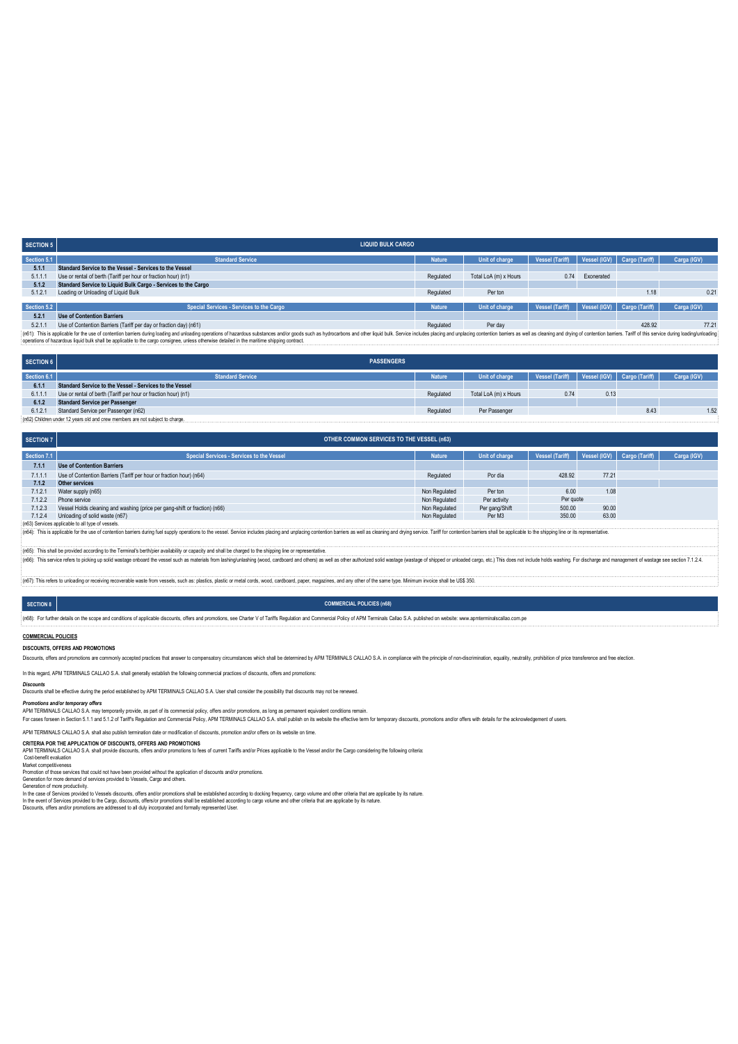| SECTION 5 | LIQUID BULK CARGO | | | | | | |
|---|---|---|---|---|---|---|---|
| **Section 5.1** | **Standard Service** | **Nature** | **Unit of charge** | **Vessel (Tariff)** | **Vessel (IGV)** | **Cargo (Tariff)** | **Carga (IGV)** |
| **5.1.1** | **Standard Service to the Vessel - Services to the Vessel** | | | | | | |
| 5.1.1.1 | Use or rental of berth (Tariff per hour or fraction hour) (n1) | Regulated | Total LoA (m) x Hours | 0.74 | Exonerated | | |
| **5.1.2** | **Standard Service to Liquid Bulk Cargo - Services to the Cargo** | | | | | | |
| 5.1.2.1 | Loading or Unloading of Liquid Bulk | Regulated | Per ton | | | 1.18 | 0.21 |
| **Section 5.2** | **Special Services - Services to the Cargo** | **Nature** | **Unit of charge** | **Vessel (Tariff)** | **Vessel (IGV)** | **Cargo (Tariff)** | **Carga (IGV)** |
| **5.2.1** | **Use of Contention Barriers** | | | | | | |
| 5.2.1.1 | Use of Contention Barriers (Tariff per day or fraction day) (n61) | Regulated | Per day | | | 428.92 | 77.21 |

(n61): This is applicable for the use of contention barriers during loading and unloading operations of hazardous substances and/or goods such as hydrocarbons and other liquid bulk. Service includes placing and unplacing contention barriers as well as cleaning and drying of contention barriers. Tariff of this service during loading/unloading operations of hazardous liquid bulk shall be applicable to the cargo consignee, unless otherwise detailed in the maritime shipping contract.

| SECTION 6 | PASSENGERS | | | | | | |
|---|---|---|---|---|---|---|---|
| **Section 6.1** | **Standard Service** | **Nature** | **Unit of charge** | **Vessel (Tariff)** | **Vessel (IGV)** | **Cargo (Tariff)** | **Carga (IGV)** |
| **6.1.1** | **Standard Service to the Vessel - Services to the Vessel** | | | | | | |
| 6.1.1.1 | Use or rental of berth (Tariff per hour or fraction hour) (n1) | Regulated | Total LoA (m) x Hours | 0.74 | 0.13 | | |
| **6.1.2** | **Standard Service per Passenger** | | | | | | |
| 6.1.2.1 | Standard Service per Passenger (n62) | Regulated | Per Passenger | | | 8.43 | 1.52 |

(n62) Children under 12 years old and crew members are not subject to charge.

| SECTION 7 | OTHER COMMON SERVICES TO THE VESSEL (n63) | | | | | | |
|---|---|---|---|---|---|---|---|
| **Section 7.1** | **Special Services - Services to the Vessel** | **Nature** | **Unit of charge** | **Vessel (Tariff)** | **Vessel (IGV)** | **Cargo (Tariff)** | **Carga (IGV)** |
| **7.1.1** | **Use of Contention Barriers** | | | | | | |
| 7.1.1.1 | Use of Contention Barriers (Tariff per hour or fraction hour) (n64) | Regulated | Por día | 428.92 | 77.21 | | |
| **7.1.2** | **Other services** | | | | | | |
| 7.1.2.1 | Water supply (n65) | Non Regulated | Per ton | 6.00 | 1.08 | | |
| 7.1.2.2 | Phone service | Non Regulated | Per activity | Per quote | | | |
| 7.1.2.3 | Vessel Holds cleaning and washing (price per gang-shift or fraction) (n66) | Non Regulated | Per gang/Shift | 500.00 | 90.00 | | |
| 7.1.2.4 | Unloading of solid waste (n67) | Non Regulated | Per M3 | 350.00 | 63.00 | | |

(n63) Services applicable to all type of vessels.

(n64): This is applicable for the use of contention barriers during fuel supply operations to the vessel. Service includes placing and unplacing contention barriers as well as cleaning and drying service. Tariff for contention barriers shall be applicable to the shipping line or its representative.

(n65): This shall be provided according to the Terminal's berth/pier availability or capacity and shall be charged to the shipping line or representative.

(n66): This service refers to picking up solid wastage onboard the vessel such as materials from lashing/unlashing (wood, cardboard and others) as well as other authorized solid wastage (wastage of shipped or unloaded cargo, etc.) This does not include holds washing. For discharge and management of wastage see section 7.1.2.4.

(n67): This refers to unloading or receiving recoverable waste from vessels, such as: plastics, plastic or metal cords, wood, cardboard, paper, magazines, and any other of the same type. Minimum invoice shall be US$ 350.

| SECTION 8 | COMMERCIAL POLICIES (n68) |
|---|---|

(n68): For further details on the scope and conditions of applicable discounts, offers and promotions, see Charter V of Tariffs Regulation and Commercial Policy of APM Terminals Callao S.A. published on website: www.apmterminalscallao.com.pe

**COMMERCIAL POLICIES**

**DISCOUNTS, OFFERS AND PROMOTIONS**

Discounts, offers and promotions are commonly accepted practices that answer to compensatory circumstances which shall be determined by APM TERMINALS CALLAO S.A. in compliance with the principle of non-discrimination, equality, neutrality, prohibition of price transference and free election.

In this regard, APM TERMINALS CALLAO S.A. shall generally establish the following commercial practices of discounts, offers and promotions:

***Discounts***

Discounts shall be effective during the period established by APM TERMINALS CALLAO S.A. User shall consider the possibility that discounts may not be renewed.

***Promotions and/or temporary offers***

APM TERMINALS CALLAO S.A. may temporarily provide, as part of its commercial policy, offers and/or promotions, as long as permanent equivalent conditions remain.

For cases forseen in Section 5.1.1 and 5.1.2 of Tariff's Regulation and Commercial Policy, APM TERMINALS CALLAO S.A. shall publish on its website the effective term for temporary discounts, promotions and/or offers with details for the acknowledgement of users.

APM TERMINALS CALLAO S.A. shall also publish termination date or modification of discounts, promotion and/or offers on its website on time.

**CRITERIA POR THE APPLICATION OF DISCOUNTS, OFFERS AND PROMOTIONS**

APM TERMINALS CALLAO S.A. shall provide discounts, offers and/or promotions to fees of current Tariffs and/or Prices applicable to the Vessel and/or the Cargo considering the following criteria:

Cost-benefit evaluation

Market competitiveness

Promotion of those services that could not have been provided without the application of discounts and/or promotions.

Generation for more demand of services provided to Vessels, Cargo and others.

Generation of more productivity.

In the case of Services provided to Vessels discounts, offers and/or promotions shall be established according to docking frequency, cargo volume and other criteria that are applicable by its nature.

In the event of Services provided to the Cargo, discounts, offers/or promotions shall be established according to cargo volume and other criteria that are applicable by its nature.

Discounts, offers and/or promotions are addressed to all duly incorporated and formally represented User.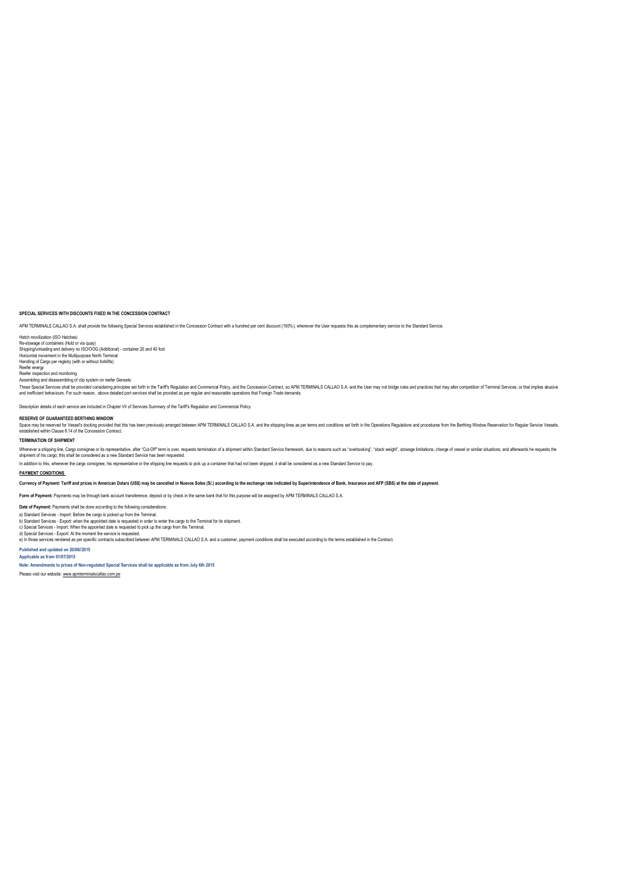### SPECIAL SERVICES WITH DISCOUNTS FIXED IN THE CONCESSION CONTRACT

APM TERMINALS CALLAO S.A. shall provide the following Special Services established in the Concession Contract with a hundred per cent discount (100%), whenever the User requests this as complementary service to the Standard Service.

Hatch movilization (ISO Hatches)
Re-stowage of containers (Hold or via quay)
Shipping/unloading and delivery no ISO/OOG (Additional) - container 20 and 40 foot
Horizontal movement in the Multipurpose North Terminal
Handling of Cargo per registry (with or without forklifts)
Reefer energy
Reefer inspection and monitoring
Assembling and disassembling of clip system on reefer Gensets

These Special Services shall be provided considering principles set forth in the Tariff's Regulation and Commercial Policy, and the Concession Contract, so APM TERMINALS CALLAO S.A. and the User may not bridge rules and practices that may alter competition of Terminal Services, or that implies abusive and inefficient behaviours. For such reason, above detailed port services shall be provided as per regular and reasonable operations that Foreign Trade demands.

Description details of each service are included in Chapter VII of Services Summary of the Tariff's Regulation and Commercial Policy.

### RESERVE OF GUARANTEED BERTHING WINDOW

Space may be reserved for Vessel's docking provided that this has been previously arranged between APM TERMINALS CALLAO S.A. and the shipping lines as per terms and conditions set forth in the Operations Regulations and procedures from the Berthing Window Reservation for Regular Service Vessels, established within Clause 8.14 of the Concession Contract.

### TERMINATION OF SHIPMENT

Whenever a shipping line, Cargo consignee or its representative, after "Cut-Off" term is over, requests termination of a shipment within Standard Service framework, due to reasons such as "overbooking", "stack weight", stowage limitations, change of vessel or similar situations; and afterwards he requests the shipment of his cargo; this shall be considered as a new Standard Service has been requested.

In addition to this, whenever the cargo consignee, his representative or the shipping line requests to pick up a container that had not been shipped, it shall be considered as a new Standard Service to pay.

### PAYMENT CONDITIONS

**Currency of Payment: Tariff and prices in American Dolars (US$) may be cancelled in Nuevos Soles (S/.) according to the exchange rate indicated by Superintendence of Bank, Insurance and AFP (SBS) at the date of payment.**

**Form of Payment:** Payments may be through bank account transference, deposit or by check in the same bank that for this purpose will be assigned by APM TERMINALS CALLAO S.A.

**Date of Payment:** Payments shall be done according to the following considerations:

a) Standard Services - Import: Before the cargo is picked up from the Terminal.
b) Standard Services - Export: when the appointed date is requested in order to enter the cargo to the Terminal for its shipment.
c) Special Services - Import: When the appointed date is requested to pick up the cargo from the Terminal.
d) Special Services - Export: At the moment the service is requested.
e) In those services rendered as per specific contracts subscribed between APM TERMINALS CALLAO S.A. and a customer, payment conditions shall be executed according to the terms established in the Contract.

**Published and updated on 20/06/2015**

**Applicable as from 01/07/2015**

**Note: Amendments to prices of Non-regulated Special Services shall be applicable as from July 6th 2015**

Please visit our website: www.apmterminalscallao.com.pe